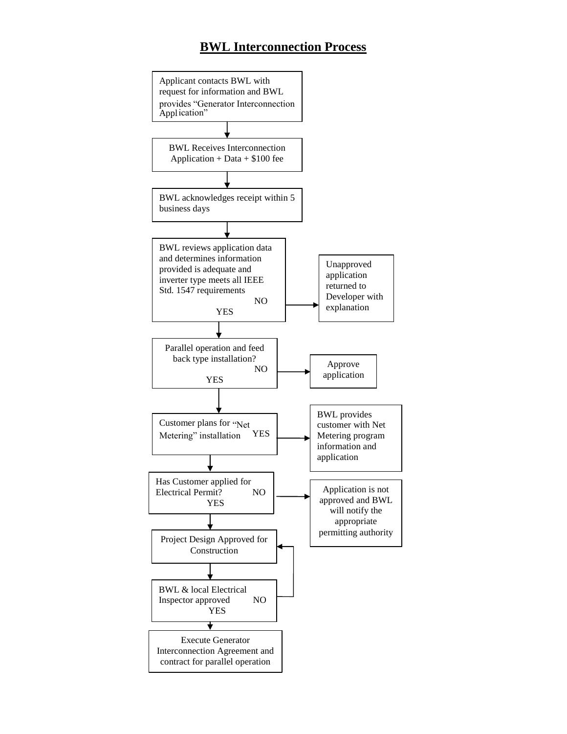# BWL Interconnection Process

Applicant contacts BWL with request for information and BWL provides "Generator Interconnection Application"

↓

BWL Receives Interconnection Application + Data + $100 fee

↓

BWL acknowledges receipt within 5 business days

↓

BWL reviews application data and determines information provided is adequate and inverter type meets all IEEE Std. 1547 requirements

- NO → Unapproved application returned to Developer with explanation
- YES ↓

Parallel operation and feed back type installation?

- NO → Approve application
- YES ↓

Customer plans for "Net Metering" installation

- YES → BWL provides customer with Net Metering program information and application

↓

Has Customer applied for Electrical Permit?

- NO → Application is not approved and BWL will notify the appropriate permitting authority
- YES ↓

Project Design Approved for Construction

↓

BWL & local Electrical Inspector approved

- NO → (returns to) Project Design Approved for Construction
- YES ↓

Execute Generator Interconnection Agreement and contract for parallel operation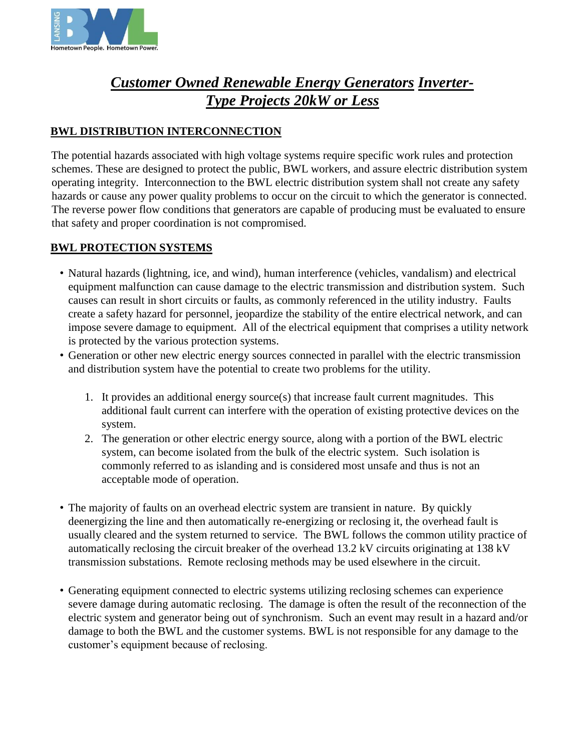# *Customer Owned Renewable Energy Generators Inverter-Type Projects 20kW or Less*

## BWL DISTRIBUTION INTERCONNECTION

The potential hazards associated with high voltage systems require specific work rules and protection schemes. These are designed to protect the public, BWL workers, and assure electric distribution system operating integrity. Interconnection to the BWL electric distribution system shall not create any safety hazards or cause any power quality problems to occur on the circuit to which the generator is connected. The reverse power flow conditions that generators are capable of producing must be evaluated to ensure that safety and proper coordination is not compromised.

## BWL PROTECTION SYSTEMS

- Natural hazards (lightning, ice, and wind), human interference (vehicles, vandalism) and electrical equipment malfunction can cause damage to the electric transmission and distribution system. Such causes can result in short circuits or faults, as commonly referenced in the utility industry. Faults create a safety hazard for personnel, jeopardize the stability of the entire electrical network, and can impose severe damage to equipment. All of the electrical equipment that comprises a utility network is protected by the various protection systems.
- Generation or other new electric energy sources connected in parallel with the electric transmission and distribution system have the potential to create two problems for the utility.

    1. It provides an additional energy source(s) that increase fault current magnitudes. This additional fault current can interfere with the operation of existing protective devices on the system.
    2. The generation or other electric energy source, along with a portion of the BWL electric system, can become isolated from the bulk of the electric system. Such isolation is commonly referred to as islanding and is considered most unsafe and thus is not an acceptable mode of operation.

- The majority of faults on an overhead electric system are transient in nature. By quickly deenergizing the line and then automatically re-energizing or reclosing it, the overhead fault is usually cleared and the system returned to service. The BWL follows the common utility practice of automatically reclosing the circuit breaker of the overhead 13.2 kV circuits originating at 138 kV transmission substations. Remote reclosing methods may be used elsewhere in the circuit.

- Generating equipment connected to electric systems utilizing reclosing schemes can experience severe damage during automatic reclosing. The damage is often the result of the reconnection of the electric system and generator being out of synchronism. Such an event may result in a hazard and/or damage to both the BWL and the customer systems. BWL is not responsible for any damage to the customer's equipment because of reclosing.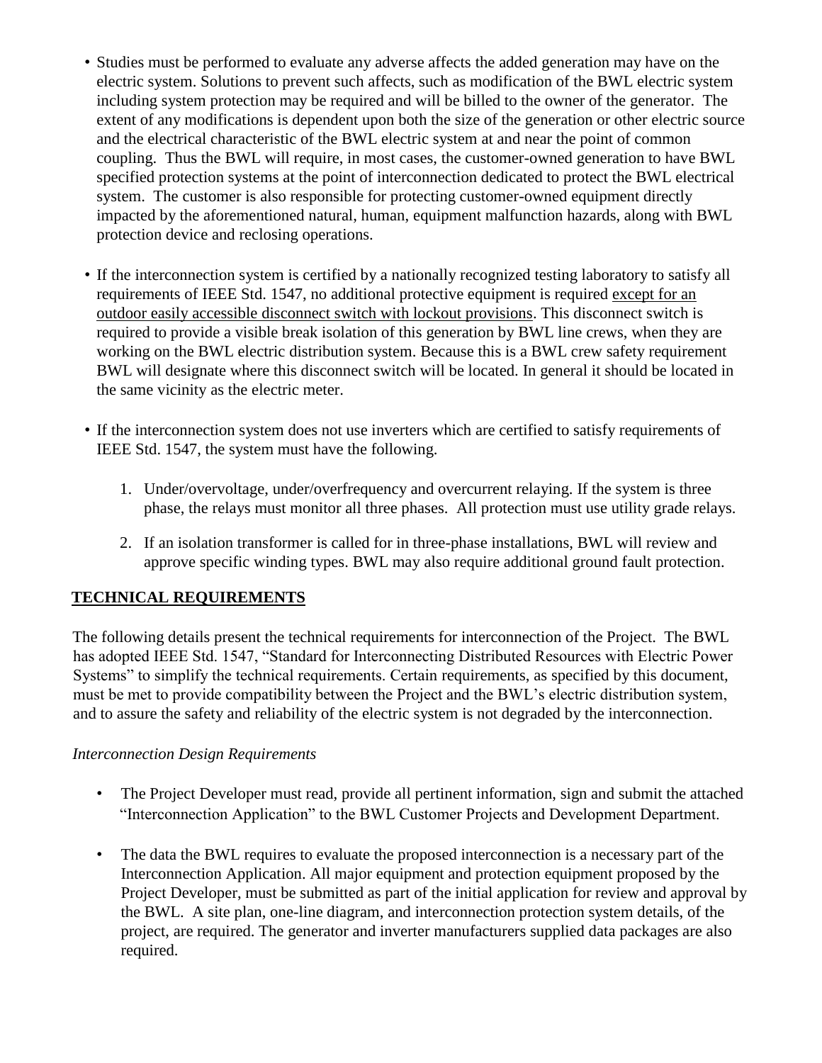- Studies must be performed to evaluate any adverse affects the added generation may have on the electric system. Solutions to prevent such affects, such as modification of the BWL electric system including system protection may be required and will be billed to the owner of the generator. The extent of any modifications is dependent upon both the size of the generation or other electric source and the electrical characteristic of the BWL electric system at and near the point of common coupling. Thus the BWL will require, in most cases, the customer-owned generation to have BWL specified protection systems at the point of interconnection dedicated to protect the BWL electrical system. The customer is also responsible for protecting customer-owned equipment directly impacted by the aforementioned natural, human, equipment malfunction hazards, along with BWL protection device and reclosing operations.

- If the interconnection system is certified by a nationally recognized testing laboratory to satisfy all requirements of IEEE Std. 1547, no additional protective equipment is required <u>except for an outdoor easily accessible disconnect switch with lockout provisions</u>. This disconnect switch is required to provide a visible break isolation of this generation by BWL line crews, when they are working on the BWL electric distribution system. Because this is a BWL crew safety requirement BWL will designate where this disconnect switch will be located. In general it should be located in the same vicinity as the electric meter.

- If the interconnection system does not use inverters which are certified to satisfy requirements of IEEE Std. 1547, the system must have the following.

  1. Under/overvoltage, under/overfrequency and overcurrent relaying. If the system is three phase, the relays must monitor all three phases. All protection must use utility grade relays.

  2. If an isolation transformer is called for in three-phase installations, BWL will review and approve specific winding types. BWL may also require additional ground fault protection.

## TECHNICAL REQUIREMENTS

The following details present the technical requirements for interconnection of the Project. The BWL has adopted IEEE Std. 1547, "Standard for Interconnecting Distributed Resources with Electric Power Systems" to simplify the technical requirements. Certain requirements, as specified by this document, must be met to provide compatibility between the Project and the BWL's electric distribution system, and to assure the safety and reliability of the electric system is not degraded by the interconnection.

*Interconnection Design Requirements*

- The Project Developer must read, provide all pertinent information, sign and submit the attached "Interconnection Application" to the BWL Customer Projects and Development Department.

- The data the BWL requires to evaluate the proposed interconnection is a necessary part of the Interconnection Application. All major equipment and protection equipment proposed by the Project Developer, must be submitted as part of the initial application for review and approval by the BWL. A site plan, one-line diagram, and interconnection protection system details, of the project, are required. The generator and inverter manufacturers supplied data packages are also required.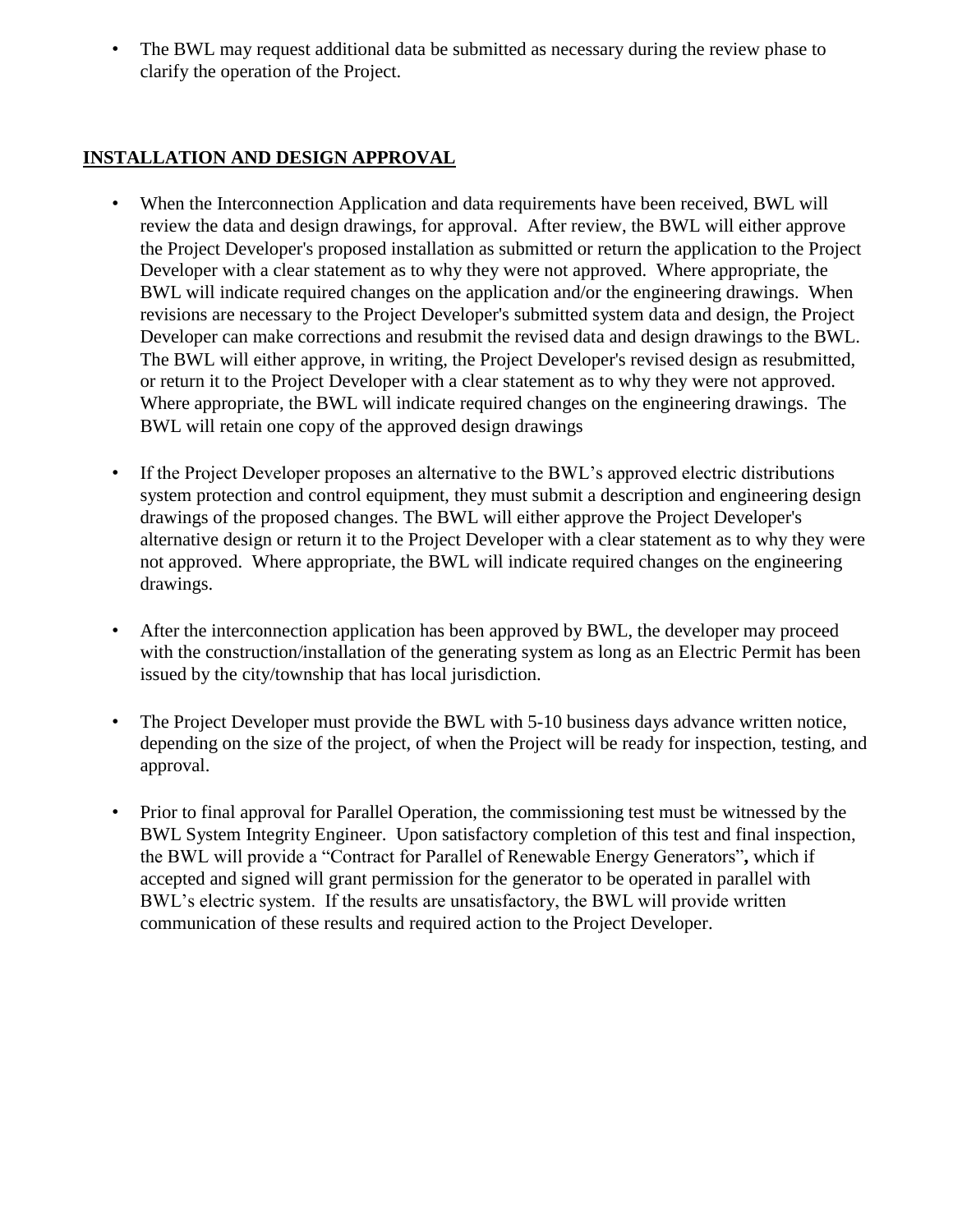- The BWL may request additional data be submitted as necessary during the review phase to clarify the operation of the Project.

## INSTALLATION AND DESIGN APPROVAL

- When the Interconnection Application and data requirements have been received, BWL will review the data and design drawings, for approval. After review, the BWL will either approve the Project Developer's proposed installation as submitted or return the application to the Project Developer with a clear statement as to why they were not approved. Where appropriate, the BWL will indicate required changes on the application and/or the engineering drawings. When revisions are necessary to the Project Developer's submitted system data and design, the Project Developer can make corrections and resubmit the revised data and design drawings to the BWL. The BWL will either approve, in writing, the Project Developer's revised design as resubmitted, or return it to the Project Developer with a clear statement as to why they were not approved. Where appropriate, the BWL will indicate required changes on the engineering drawings. The BWL will retain one copy of the approved design drawings

- If the Project Developer proposes an alternative to the BWL's approved electric distributions system protection and control equipment, they must submit a description and engineering design drawings of the proposed changes. The BWL will either approve the Project Developer's alternative design or return it to the Project Developer with a clear statement as to why they were not approved. Where appropriate, the BWL will indicate required changes on the engineering drawings.

- After the interconnection application has been approved by BWL, the developer may proceed with the construction/installation of the generating system as long as an Electric Permit has been issued by the city/township that has local jurisdiction.

- The Project Developer must provide the BWL with 5-10 business days advance written notice, depending on the size of the project, of when the Project will be ready for inspection, testing, and approval.

- Prior to final approval for Parallel Operation, the commissioning test must be witnessed by the BWL System Integrity Engineer. Upon satisfactory completion of this test and final inspection, the BWL will provide a "Contract for Parallel of Renewable Energy Generators"**,** which if accepted and signed will grant permission for the generator to be operated in parallel with BWL's electric system. If the results are unsatisfactory, the BWL will provide written communication of these results and required action to the Project Developer.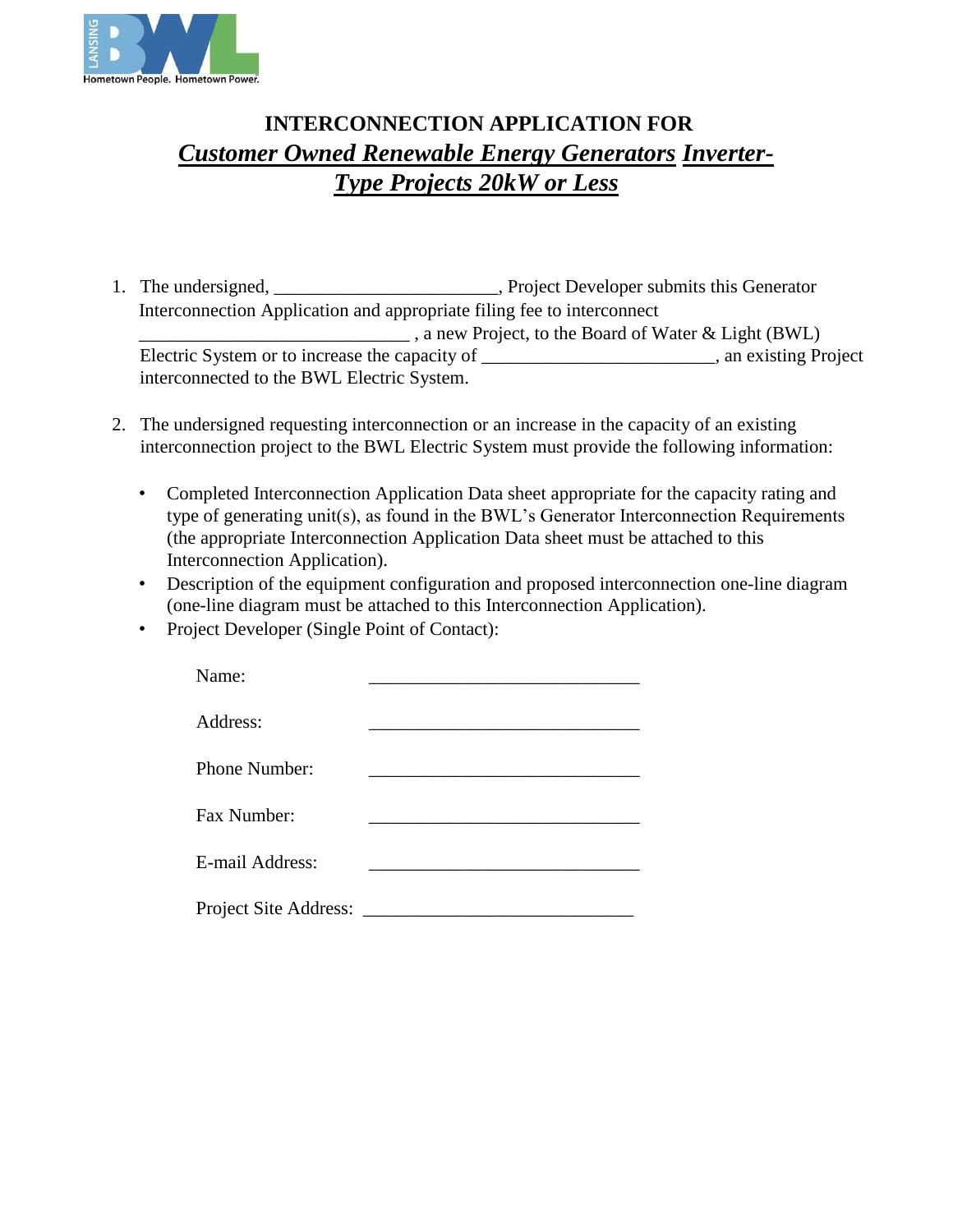# INTERCONNECTION APPLICATION FOR

## ***Customer Owned Renewable Energy Generators Inverter-Type Projects 20kW or Less***

1. The undersigned, _______________________, Project Developer submits this Generator Interconnection Application and appropriate filing fee to interconnect ____________________________ , a new Project, to the Board of Water & Light (BWL) Electric System or to increase the capacity of ________________________, an existing Project interconnected to the BWL Electric System.

2. The undersigned requesting interconnection or an increase in the capacity of an existing interconnection project to the BWL Electric System must provide the following information:

   - Completed Interconnection Application Data sheet appropriate for the capacity rating and type of generating unit(s), as found in the BWL's Generator Interconnection Requirements (the appropriate Interconnection Application Data sheet must be attached to this Interconnection Application).
   - Description of the equipment configuration and proposed interconnection one-line diagram (one-line diagram must be attached to this Interconnection Application).
   - Project Developer (Single Point of Contact):

     Name: ____________________________

     Address: ____________________________

     Phone Number: ____________________________

     Fax Number: ____________________________

     E-mail Address: ____________________________

     Project Site Address: ____________________________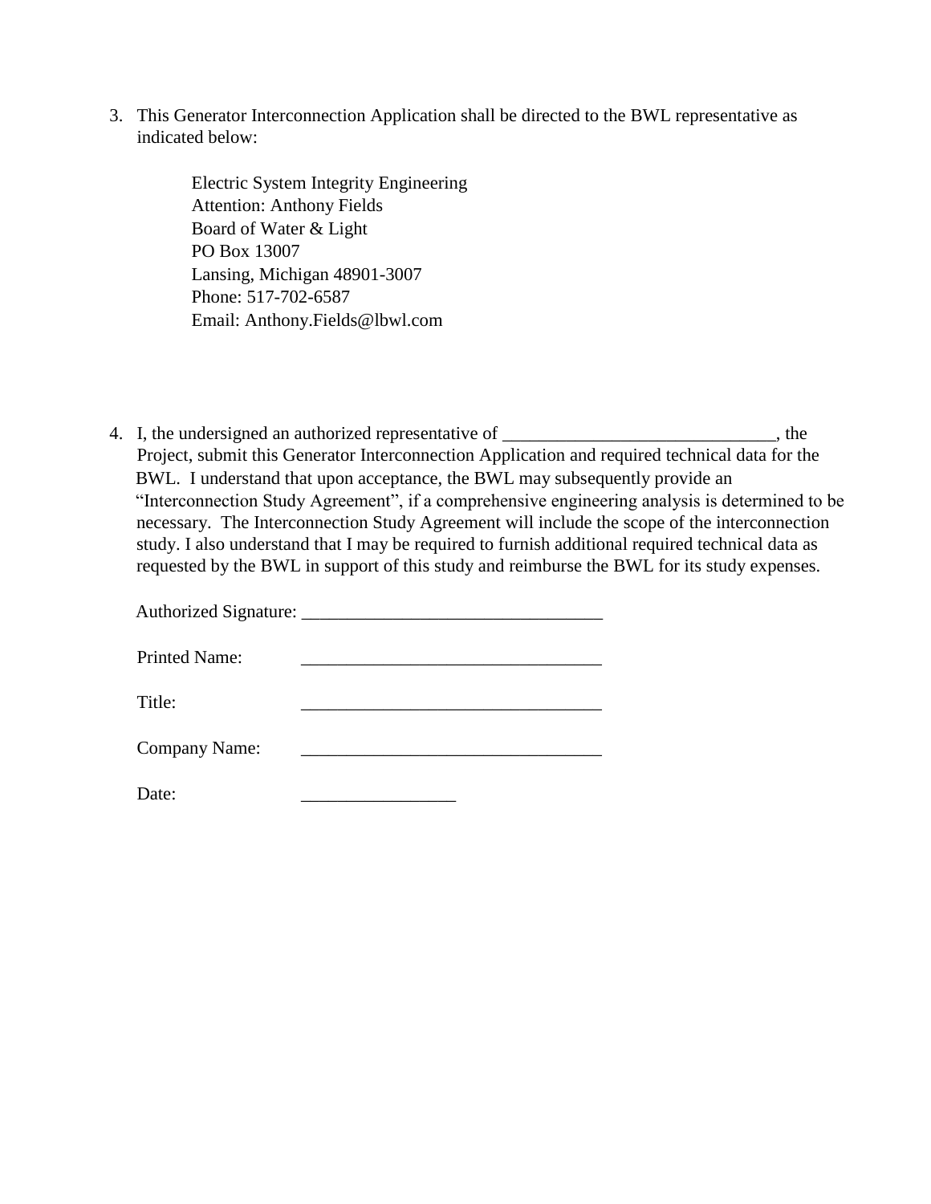3. This Generator Interconnection Application shall be directed to the BWL representative as indicated below:

   Electric System Integrity Engineering
   Attention: Anthony Fields
   Board of Water & Light
   PO Box 13007
   Lansing, Michigan 48901-3007
   Phone: 517-702-6587
   Email: Anthony.Fields@lbwl.com

4. I, the undersigned an authorized representative of ______________________________, the Project, submit this Generator Interconnection Application and required technical data for the BWL. I understand that upon acceptance, the BWL may subsequently provide an "Interconnection Study Agreement", if a comprehensive engineering analysis is determined to be necessary. The Interconnection Study Agreement will include the scope of the interconnection study. I also understand that I may be required to furnish additional required technical data as requested by the BWL in support of this study and reimburse the BWL for its study expenses.

   Authorized Signature: _________________________________

   Printed Name: _________________________________

   Title: _________________________________

   Company Name: _________________________________

   Date: _________________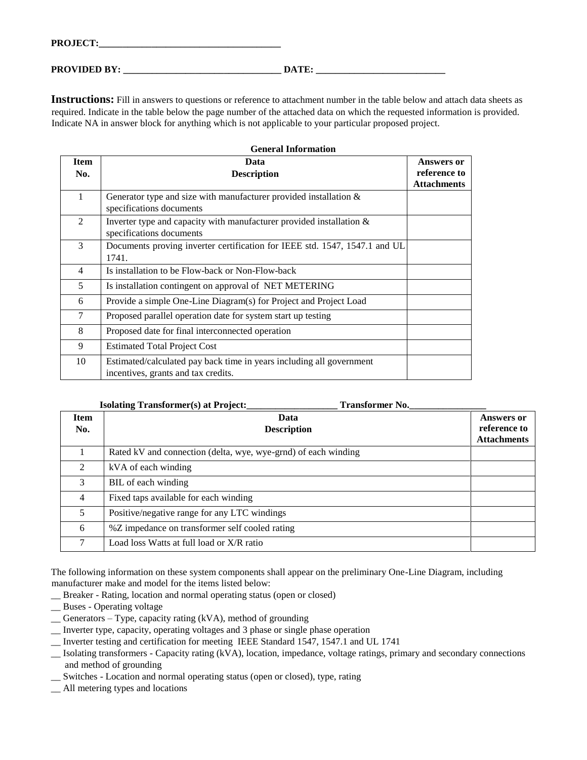**PROJECT:**_____________________________________

**PROVIDED BY:** _________________________________ **DATE:** ___________________________

**Instructions:** Fill in answers to questions or reference to attachment number in the table below and attach data sheets as required. Indicate in the table below the page number of the attached data on which the requested information is provided. Indicate NA in answer block for anything which is not applicable to your particular proposed project.

**General Information**

| Item No. | Data Description | Answers or reference to Attachments |
|---|---|---|
| 1 | Generator type and size with manufacturer provided installation & specifications documents | |
| 2 | Inverter type and capacity with manufacturer provided installation & specifications documents | |
| 3 | Documents proving inverter certification for IEEE std. 1547, 1547.1 and UL 1741. | |
| 4 | Is installation to be Flow-back or Non-Flow-back | |
| 5 | Is installation contingent on approval of NET METERING | |
| 6 | Provide a simple One-Line Diagram(s) for Project and Project Load | |
| 7 | Proposed parallel operation date for system start up testing | |
| 8 | Proposed date for final interconnected operation | |
| 9 | Estimated Total Project Cost | |
| 10 | Estimated/calculated pay back time in years including all government incentives, grants and tax credits. | |

**Isolating Transformer(s) at Project:**__________________ **Transformer No.**_______________

| Item No. | Data Description | Answers or reference to Attachments |
|---|---|---|
| 1 | Rated kV and connection (delta, wye, wye-grnd) of each winding | |
| 2 | kVA of each winding | |
| 3 | BIL of each winding | |
| 4 | Fixed taps available for each winding | |
| 5 | Positive/negative range for any LTC windings | |
| 6 | %Z impedance on transformer self cooled rating | |
| 7 | Load loss Watts at full load or X/R ratio | |

The following information on these system components shall appear on the preliminary One-Line Diagram, including manufacturer make and model for the items listed below:

__ Breaker - Rating, location and normal operating status (open or closed)
__ Buses - Operating voltage
__ Generators – Type, capacity rating (kVA), method of grounding
__ Inverter type, capacity, operating voltages and 3 phase or single phase operation
__ Inverter testing and certification for meeting IEEE Standard 1547, 1547.1 and UL 1741
__ Isolating transformers - Capacity rating (kVA), location, impedance, voltage ratings, primary and secondary connections and method of grounding
__ Switches - Location and normal operating status (open or closed), type, rating
__ All metering types and locations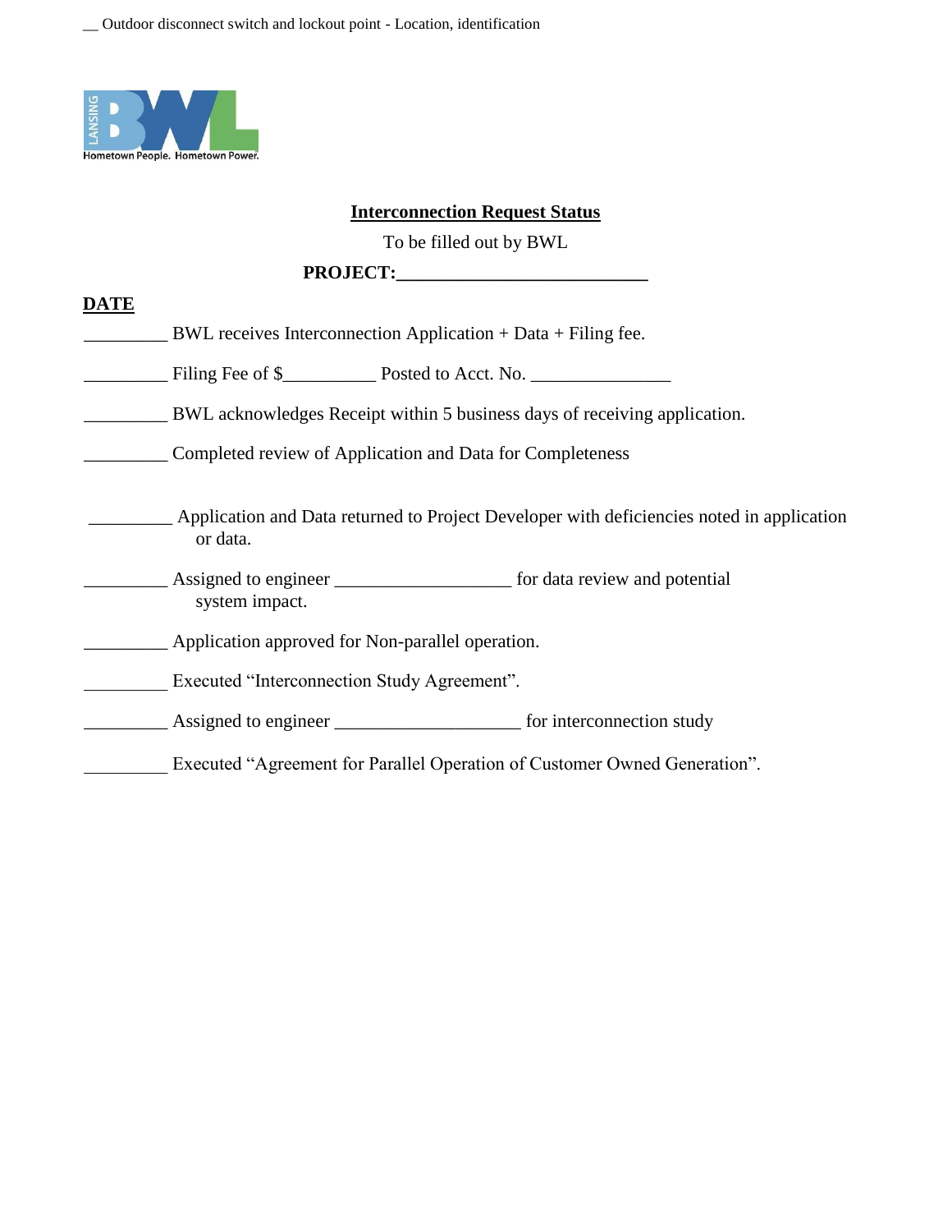__ Outdoor disconnect switch and lockout point - Location, identification

**Interconnection Request Status**

To be filled out by BWL

**PROJECT:___________________________**

**DATE**

_________ BWL receives Interconnection Application + Data + Filing fee.

_________ Filing Fee of $__________ Posted to Acct. No. _______________

_________ BWL acknowledges Receipt within 5 business days of receiving application.

_________ Completed review of Application and Data for Completeness

_________ Application and Data returned to Project Developer with deficiencies noted in application or data.

_________ Assigned to engineer ___________________ for data review and potential system impact.

_________ Application approved for Non-parallel operation.

_________ Executed "Interconnection Study Agreement".

_________ Assigned to engineer ____________________ for interconnection study

_________ Executed "Agreement for Parallel Operation of Customer Owned Generation".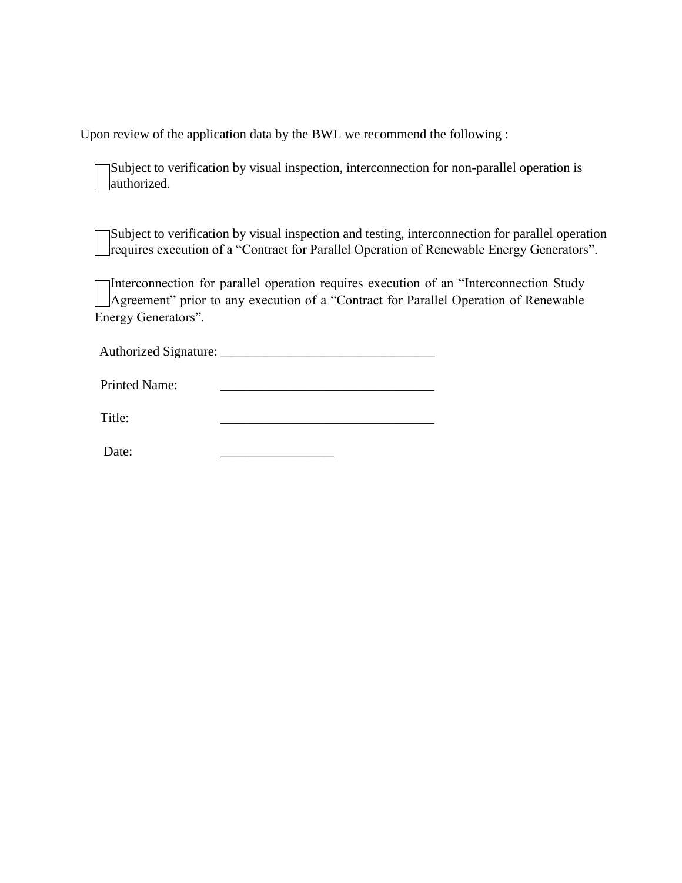Upon review of the application data by the BWL we recommend the following :

- ☐ Subject to verification by visual inspection, interconnection for non-parallel operation is authorized.

- ☐ Subject to verification by visual inspection and testing, interconnection for parallel operation requires execution of a "Contract for Parallel Operation of Renewable Energy Generators".

- ☐ Interconnection for parallel operation requires execution of an "Interconnection Study Agreement" prior to any execution of a "Contract for Parallel Operation of Renewable Energy Generators".

Authorized Signature: ________________________________

Printed Name: ________________________________

Title: ________________________________

Date: _________________